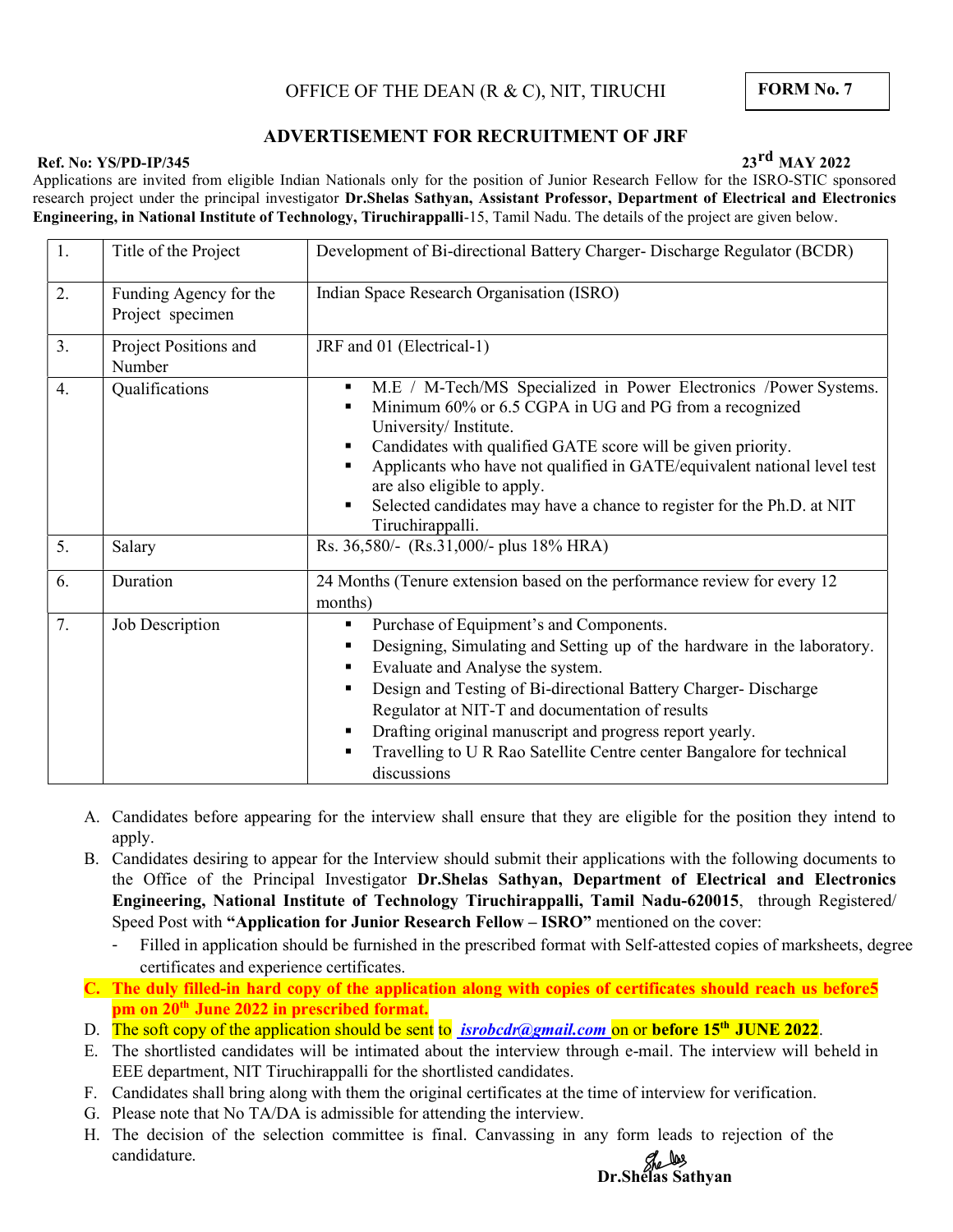OFFICE OF THE DEAN (R & C), NIT, TIRUCHI

**FORM No. 7**

## ADVERTISEMENT FOR RECRUITMENT OF JRF

**Ref. No: YS/PD-IP/345** **23rd MAY 2022**

Applications are invited from eligible Indian Nationals only for the position of Junior Research Fellow for the ISRO-STIC sponsored research project under the principal investigator **Dr.Shelas Sathyan, Assistant Professor, Department of Electrical and Electronics Engineering, in National Institute of Technology, Tiruchirappalli**-15, Tamil Nadu. The details of the project are given below.

| | | |
|---|---|---|
| 1. | Title of the Project | Development of Bi-directional Battery Charger- Discharge Regulator (BCDR) |
| 2. | Funding Agency for the Project specimen | Indian Space Research Organisation (ISRO) |
| 3. | Project Positions and Number | JRF and 01 (Electrical-1) |
| 4. | Qualifications | ▪ M.E / M-Tech/MS Specialized in Power Electronics /Power Systems.<br>▪ Minimum 60% or 6.5 CGPA in UG and PG from a recognized University/ Institute.<br>▪ Candidates with qualified GATE score will be given priority.<br>▪ Applicants who have not qualified in GATE/equivalent national level test are also eligible to apply.<br>▪ Selected candidates may have a chance to register for the Ph.D. at NIT Tiruchirappalli. |
| 5. | Salary | Rs. 36,580/- (Rs.31,000/- plus 18% HRA) |
| 6. | Duration | 24 Months (Tenure extension based on the performance review for every 12 months) |
| 7. | Job Description | ▪ Purchase of Equipment's and Components.<br>▪ Designing, Simulating and Setting up of the hardware in the laboratory.<br>▪ Evaluate and Analyse the system.<br>▪ Design and Testing of Bi-directional Battery Charger- Discharge Regulator at NIT-T and documentation of results<br>▪ Drafting original manuscript and progress report yearly.<br>▪ Travelling to U R Rao Satellite Centre center Bangalore for technical discussions |

A. Candidates before appearing for the interview shall ensure that they are eligible for the position they intend to apply.
B. Candidates desiring to appear for the Interview should submit their applications with the following documents to the Office of the Principal Investigator **Dr.Shelas Sathyan, Department of Electrical and Electronics Engineering, National Institute of Technology Tiruchirappalli, Tamil Nadu-620015**, through Registered/ Speed Post with **"Application for Junior Research Fellow – ISRO"** mentioned on the cover:
   - Filled in application should be furnished in the prescribed format with Self-attested copies of marksheets, degree certificates and experience certificates.
C. **The duly filled-in hard copy of the application along with copies of certificates should reach us before5 pm on 20th June 2022 in prescribed format.**
D. The soft copy of the application should be sent to ***isrobcdr@gmail.com*** on or **before 15th JUNE 2022**.
E. The shortlisted candidates will be intimated about the interview through e-mail. The interview will beheld in EEE department, NIT Tiruchirappalli for the shortlisted candidates.
F. Candidates shall bring along with them the original certificates at the time of interview for verification.
G. Please note that No TA/DA is admissible for attending the interview.
H. The decision of the selection committee is final. Canvassing in any form leads to rejection of the candidature.

**Dr.Shelas Sathyan**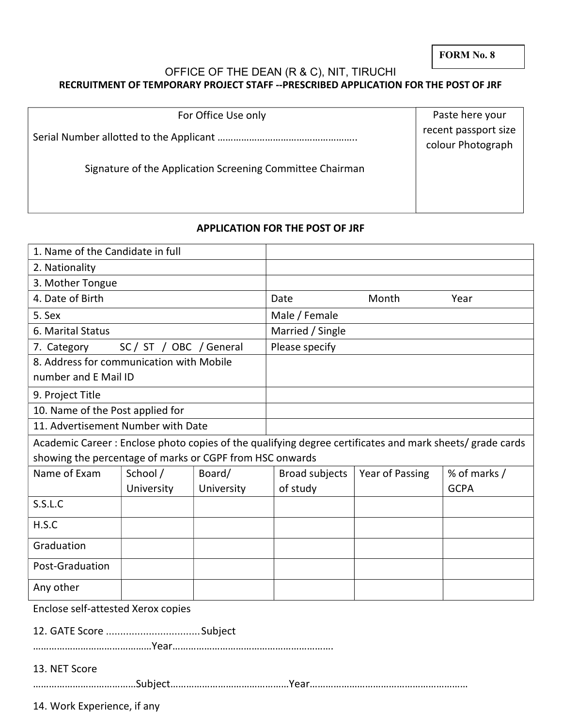FORM No. 8

OFFICE OF THE DEAN (R & C), NIT, TIRUCHI

**RECRUITMENT OF TEMPORARY PROJECT STAFF --PRESCRIBED APPLICATION FOR THE POST OF JRF**

| For Office Use only | Paste here your recent passport size colour Photograph |
|---|---|
| Serial Number allotted to the Applicant …………………………………………… | |
| Signature of the Application Screening Committee Chairman | |

**APPLICATION FOR THE POST OF JRF**

| | |
|---|---|
| 1. Name of the Candidate in full | |
| 2. Nationality | |
| 3. Mother Tongue | |
| 4. Date of Birth | Date Month Year |
| 5. Sex | Male / Female |
| 6. Marital Status | Married / Single |
| 7. Category SC / ST / OBC / General | Please specify |
| 8. Address for communication with Mobile number and E Mail ID | |
| 9. Project Title | |
| 10. Name of the Post applied for | |
| 11. Advertisement Number with Date | |

Academic Career : Enclose photo copies of the qualifying degree certificates and mark sheets/ grade cards showing the percentage of marks or CGPF from HSC onwards

| Name of Exam | School / University | Board/ University | Broad subjects of study | Year of Passing | % of marks / GCPA |
|---|---|---|---|---|---|
| S.S.L.C | | | | | |
| H.S.C | | | | | |
| Graduation | | | | | |
| Post-Graduation | | | | | |
| Any other | | | | | |

Enclose self-attested Xerox copies

12. GATE Score ................................ Subject ……………………………………Year…………………………………………………….

13. NET Score ………………………………Subject……………………………………Year…………………………………………………

14. Work Experience, if any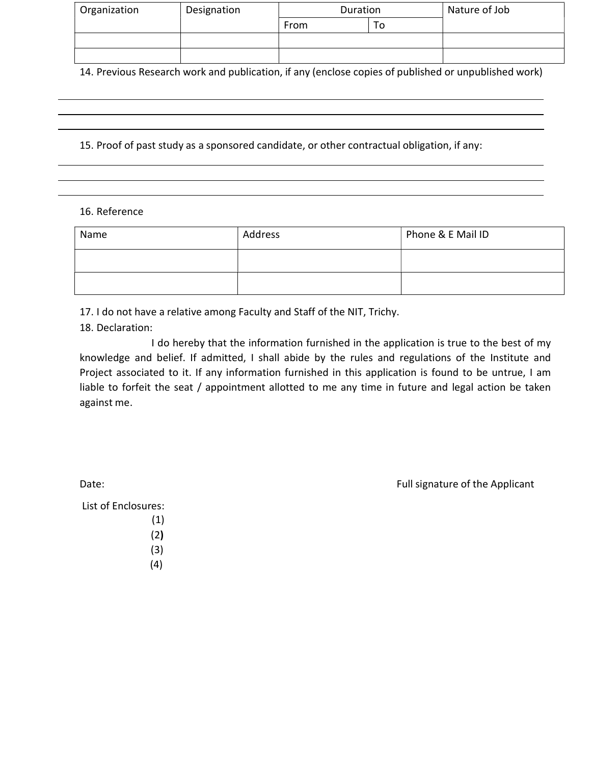| Organization | Designation | Duration | | Nature of Job |
|---|---|---|---|---|
| | | From | To | |
| | | | | |
| | | | | |

14. Previous Research work and publication, if any (enclose copies of published or unpublished work)

______________________________________________________________________

______________________________________________________________________

______________________________________________________________________

15. Proof of past study as a sponsored candidate, or other contractual obligation, if any:

______________________________________________________________________

______________________________________________________________________

______________________________________________________________________

16. Reference

| Name | Address | Phone & E Mail ID |
|---|---|---|
| | | |
| | | |

17. I do not have a relative among Faculty and Staff of the NIT, Trichy.

18. Declaration:

I do hereby that the information furnished in the application is true to the best of my knowledge and belief. If admitted, I shall abide by the rules and regulations of the Institute and Project associated to it. If any information furnished in this application is found to be untrue, I am liable to forfeit the seat / appointment allotted to me any time in future and legal action be taken against me.

Date: Full signature of the Applicant

List of Enclosures:

(1)

(2)

(3)

(4)